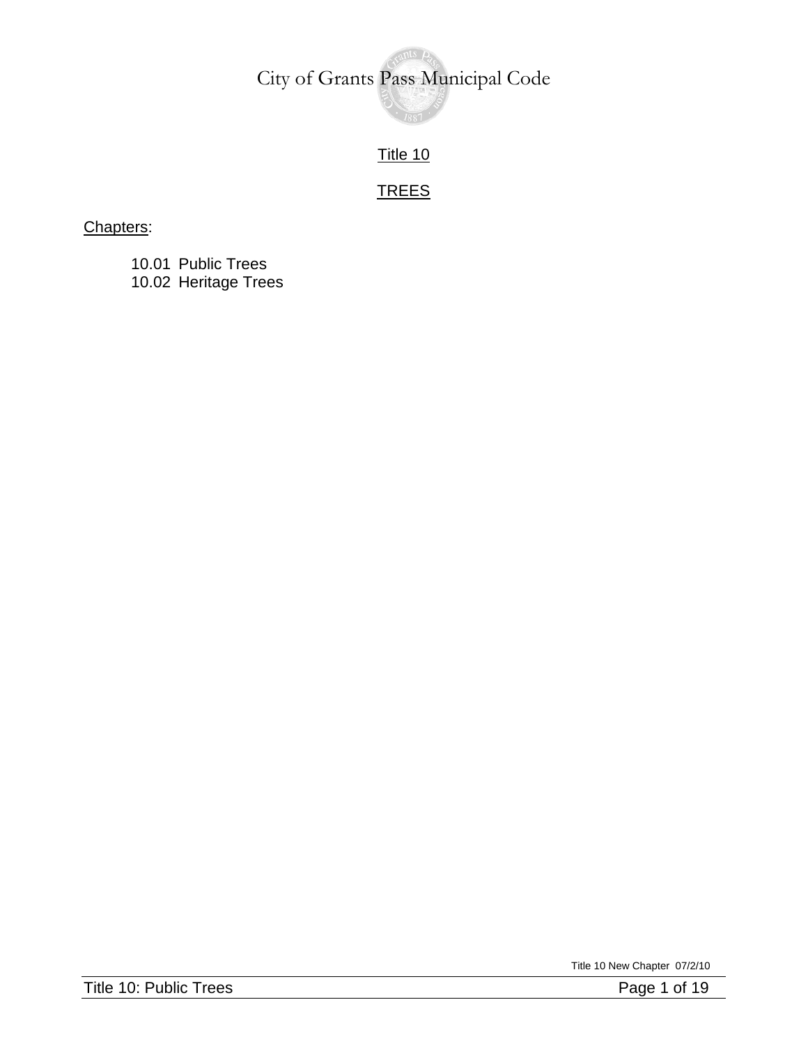# City of Grants Pass Municipal Code

## Title 10

## TREES

Chapters:

10.01 Public Trees
10.02 Heritage Trees

Title 10 New Chapter 07/2/10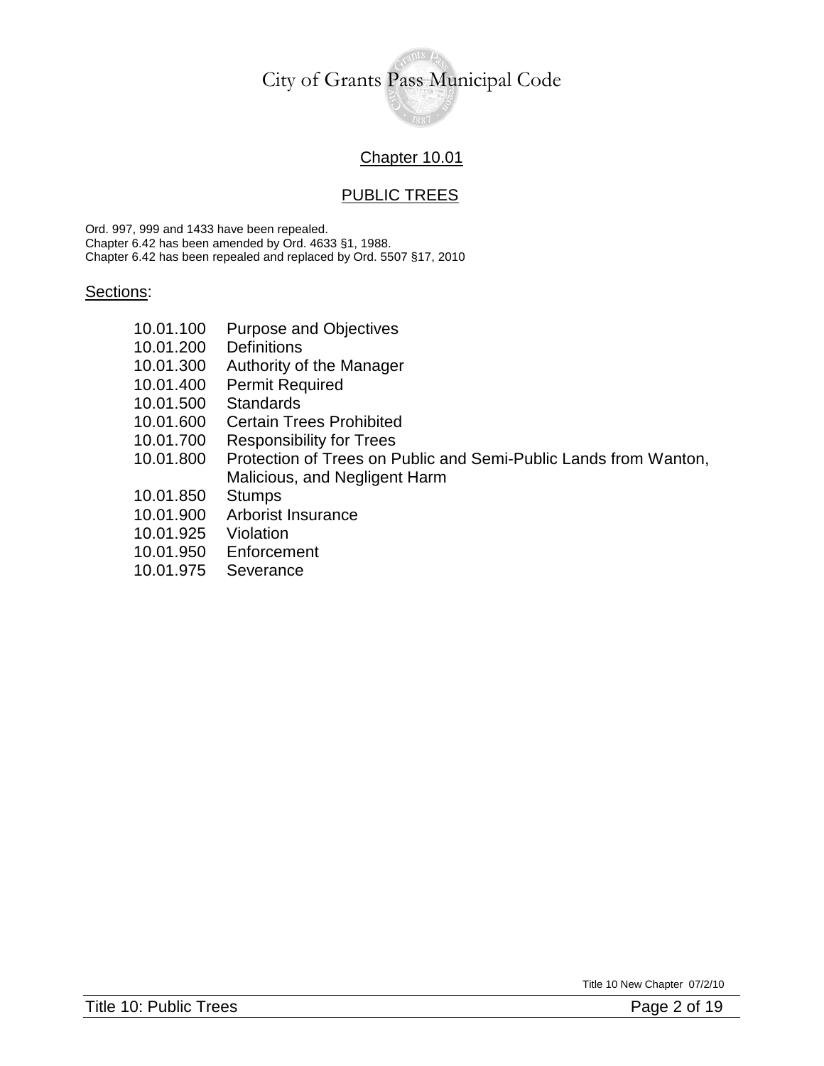## Chapter 10.01

## PUBLIC TREES

Ord. 997, 999 and 1433 have been repealed.
Chapter 6.42 has been amended by Ord. 4633 §1, 1988.
Chapter 6.42 has been repealed and replaced by Ord. 5507 §17, 2010

Sections:

| | |
|---|---|
| 10.01.100 | Purpose and Objectives |
| 10.01.200 | Definitions |
| 10.01.300 | Authority of the Manager |
| 10.01.400 | Permit Required |
| 10.01.500 | Standards |
| 10.01.600 | Certain Trees Prohibited |
| 10.01.700 | Responsibility for Trees |
| 10.01.800 | Protection of Trees on Public and Semi-Public Lands from Wanton, Malicious, and Negligent Harm |
| 10.01.850 | Stumps |
| 10.01.900 | Arborist Insurance |
| 10.01.925 | Violation |
| 10.01.950 | Enforcement |
| 10.01.975 | Severance |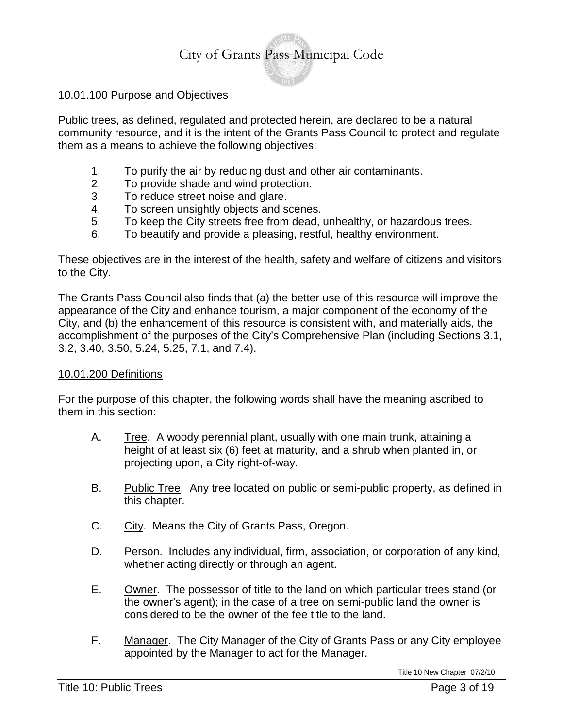### 10.01.100 Purpose and Objectives

Public trees, as defined, regulated and protected herein, are declared to be a natural community resource, and it is the intent of the Grants Pass Council to protect and regulate them as a means to achieve the following objectives:

1. To purify the air by reducing dust and other air contaminants.
2. To provide shade and wind protection.
3. To reduce street noise and glare.
4. To screen unsightly objects and scenes.
5. To keep the City streets free from dead, unhealthy, or hazardous trees.
6. To beautify and provide a pleasing, restful, healthy environment.

These objectives are in the interest of the health, safety and welfare of citizens and visitors to the City.

The Grants Pass Council also finds that (a) the better use of this resource will improve the appearance of the City and enhance tourism, a major component of the economy of the City, and (b) the enhancement of this resource is consistent with, and materially aids, the accomplishment of the purposes of the City's Comprehensive Plan (including Sections 3.1, 3.2, 3.40, 3.50, 5.24, 5.25, 7.1, and 7.4).

### 10.01.200 Definitions

For the purpose of this chapter, the following words shall have the meaning ascribed to them in this section:

A. Tree. A woody perennial plant, usually with one main trunk, attaining a height of at least six (6) feet at maturity, and a shrub when planted in, or projecting upon, a City right-of-way.

B. Public Tree. Any tree located on public or semi-public property, as defined in this chapter.

C. City. Means the City of Grants Pass, Oregon.

D. Person. Includes any individual, firm, association, or corporation of any kind, whether acting directly or through an agent.

E. Owner. The possessor of title to the land on which particular trees stand (or the owner's agent); in the case of a tree on semi-public land the owner is considered to be the owner of the fee title to the land.

F. Manager. The City Manager of the City of Grants Pass or any City employee appointed by the Manager to act for the Manager.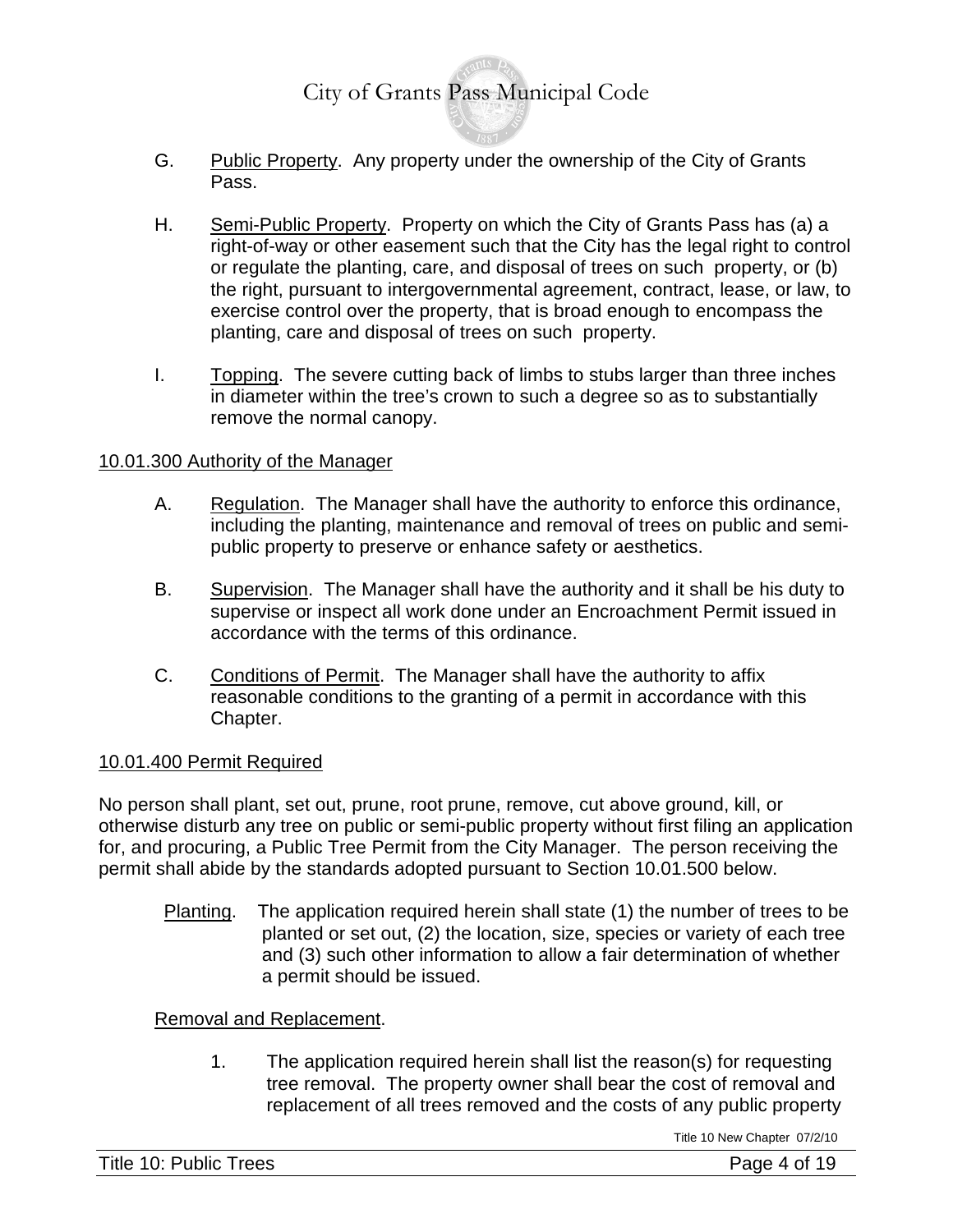G. Public Property. Any property under the ownership of the City of Grants Pass.

H. Semi-Public Property. Property on which the City of Grants Pass has (a) a right-of-way or other easement such that the City has the legal right to control or regulate the planting, care, and disposal of trees on such property, or (b) the right, pursuant to intergovernmental agreement, contract, lease, or law, to exercise control over the property, that is broad enough to encompass the planting, care and disposal of trees on such property.

I. Topping. The severe cutting back of limbs to stubs larger than three inches in diameter within the tree's crown to such a degree so as to substantially remove the normal canopy.

## 10.01.300 Authority of the Manager

A. Regulation. The Manager shall have the authority to enforce this ordinance, including the planting, maintenance and removal of trees on public and semi-public property to preserve or enhance safety or aesthetics.

B. Supervision. The Manager shall have the authority and it shall be his duty to supervise or inspect all work done under an Encroachment Permit issued in accordance with the terms of this ordinance.

C. Conditions of Permit. The Manager shall have the authority to affix reasonable conditions to the granting of a permit in accordance with this Chapter.

## 10.01.400 Permit Required

No person shall plant, set out, prune, root prune, remove, cut above ground, kill, or otherwise disturb any tree on public or semi-public property without first filing an application for, and procuring, a Public Tree Permit from the City Manager. The person receiving the permit shall abide by the standards adopted pursuant to Section 10.01.500 below.

Planting. The application required herein shall state (1) the number of trees to be planted or set out, (2) the location, size, species or variety of each tree and (3) such other information to allow a fair determination of whether a permit should be issued.

Removal and Replacement.

1. The application required herein shall list the reason(s) for requesting tree removal. The property owner shall bear the cost of removal and replacement of all trees removed and the costs of any public property

Title 10 New Chapter 07/2/10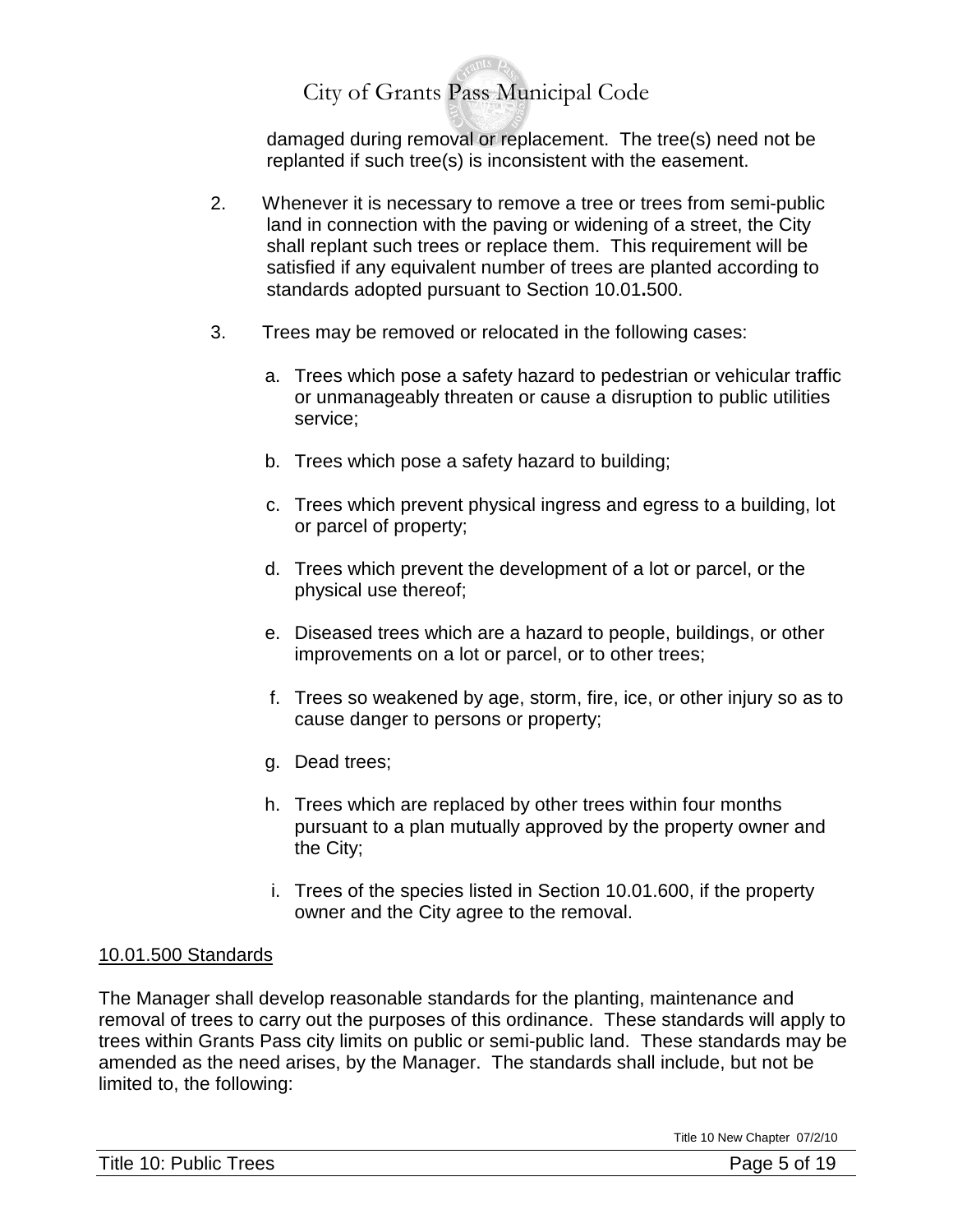damaged during removal or replacement. The tree(s) need not be replanted if such tree(s) is inconsistent with the easement.

2. Whenever it is necessary to remove a tree or trees from semi-public land in connection with the paving or widening of a street, the City shall replant such trees or replace them. This requirement will be satisfied if any equivalent number of trees are planted according to standards adopted pursuant to Section 10.01.500.

3. Trees may be removed or relocated in the following cases:

   a. Trees which pose a safety hazard to pedestrian or vehicular traffic or unmanageably threaten or cause a disruption to public utilities service;

   b. Trees which pose a safety hazard to building;

   c. Trees which prevent physical ingress and egress to a building, lot or parcel of property;

   d. Trees which prevent the development of a lot or parcel, or the physical use thereof;

   e. Diseased trees which are a hazard to people, buildings, or other improvements on a lot or parcel, or to other trees;

   f. Trees so weakened by age, storm, fire, ice, or other injury so as to cause danger to persons or property;

   g. Dead trees;

   h. Trees which are replaced by other trees within four months pursuant to a plan mutually approved by the property owner and the City;

   i. Trees of the species listed in Section 10.01.600, if the property owner and the City agree to the removal.

## 10.01.500 Standards

The Manager shall develop reasonable standards for the planting, maintenance and removal of trees to carry out the purposes of this ordinance. These standards will apply to trees within Grants Pass city limits on public or semi-public land. These standards may be amended as the need arises, by the Manager. The standards shall include, but not be limited to, the following: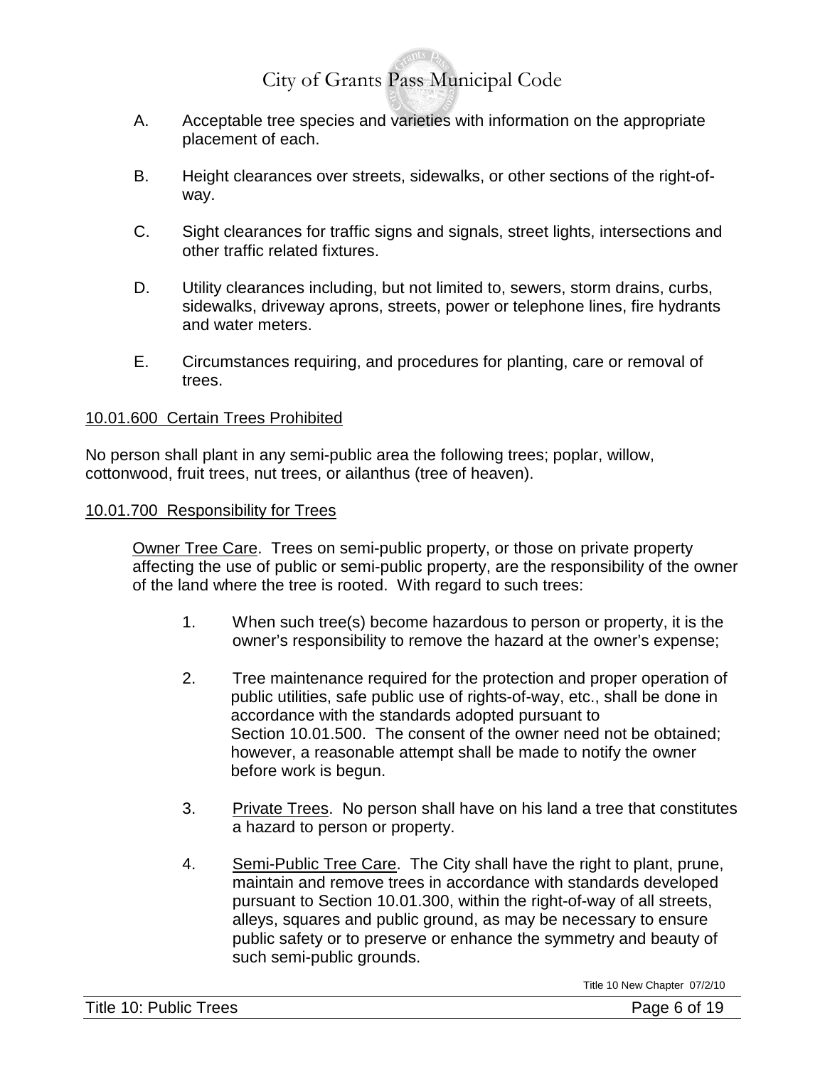A. Acceptable tree species and varieties with information on the appropriate placement of each.

B. Height clearances over streets, sidewalks, or other sections of the right-of-way.

C. Sight clearances for traffic signs and signals, street lights, intersections and other traffic related fixtures.

D. Utility clearances including, but not limited to, sewers, storm drains, curbs, sidewalks, driveway aprons, streets, power or telephone lines, fire hydrants and water meters.

E. Circumstances requiring, and procedures for planting, care or removal of trees.

## 10.01.600 Certain Trees Prohibited

No person shall plant in any semi-public area the following trees; poplar, willow, cottonwood, fruit trees, nut trees, or ailanthus (tree of heaven).

## 10.01.700 Responsibility for Trees

Owner Tree Care. Trees on semi-public property, or those on private property affecting the use of public or semi-public property, are the responsibility of the owner of the land where the tree is rooted. With regard to such trees:

1. When such tree(s) become hazardous to person or property, it is the owner's responsibility to remove the hazard at the owner's expense;

2. Tree maintenance required for the protection and proper operation of public utilities, safe public use of rights-of-way, etc., shall be done in accordance with the standards adopted pursuant to Section 10.01.500. The consent of the owner need not be obtained; however, a reasonable attempt shall be made to notify the owner before work is begun.

3. Private Trees. No person shall have on his land a tree that constitutes a hazard to person or property.

4. Semi-Public Tree Care. The City shall have the right to plant, prune, maintain and remove trees in accordance with standards developed pursuant to Section 10.01.300, within the right-of-way of all streets, alleys, squares and public ground, as may be necessary to ensure public safety or to preserve or enhance the symmetry and beauty of such semi-public grounds.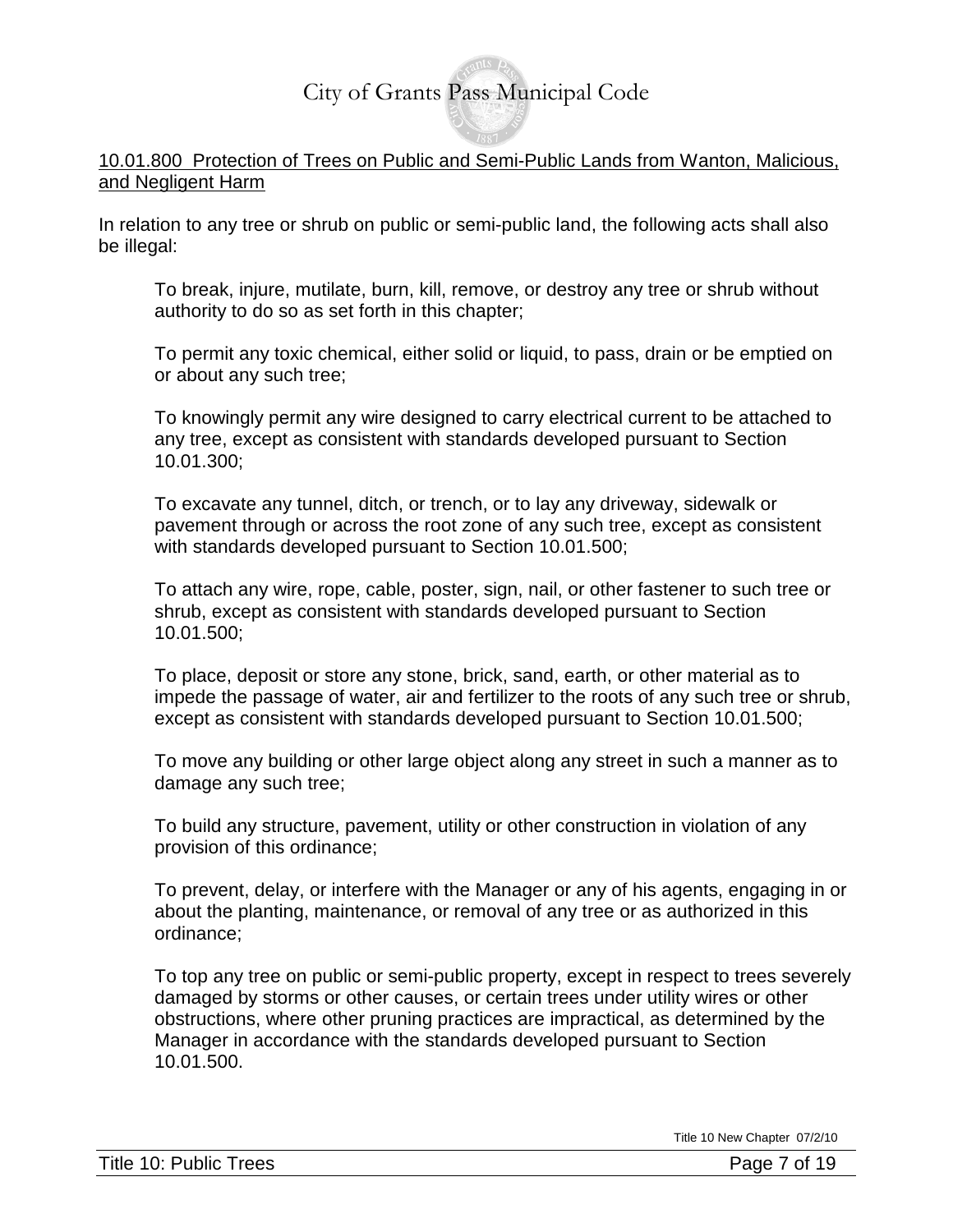## 10.01.800 Protection of Trees on Public and Semi-Public Lands from Wanton, Malicious, and Negligent Harm

In relation to any tree or shrub on public or semi-public land, the following acts shall also be illegal:

To break, injure, mutilate, burn, kill, remove, or destroy any tree or shrub without authority to do so as set forth in this chapter;

To permit any toxic chemical, either solid or liquid, to pass, drain or be emptied on or about any such tree;

To knowingly permit any wire designed to carry electrical current to be attached to any tree, except as consistent with standards developed pursuant to Section 10.01.300;

To excavate any tunnel, ditch, or trench, or to lay any driveway, sidewalk or pavement through or across the root zone of any such tree, except as consistent with standards developed pursuant to Section 10.01.500;

To attach any wire, rope, cable, poster, sign, nail, or other fastener to such tree or shrub, except as consistent with standards developed pursuant to Section 10.01.500;

To place, deposit or store any stone, brick, sand, earth, or other material as to impede the passage of water, air and fertilizer to the roots of any such tree or shrub, except as consistent with standards developed pursuant to Section 10.01.500;

To move any building or other large object along any street in such a manner as to damage any such tree;

To build any structure, pavement, utility or other construction in violation of any provision of this ordinance;

To prevent, delay, or interfere with the Manager or any of his agents, engaging in or about the planting, maintenance, or removal of any tree or as authorized in this ordinance;

To top any tree on public or semi-public property, except in respect to trees severely damaged by storms or other causes, or certain trees under utility wires or other obstructions, where other pruning practices are impractical, as determined by the Manager in accordance with the standards developed pursuant to Section 10.01.500.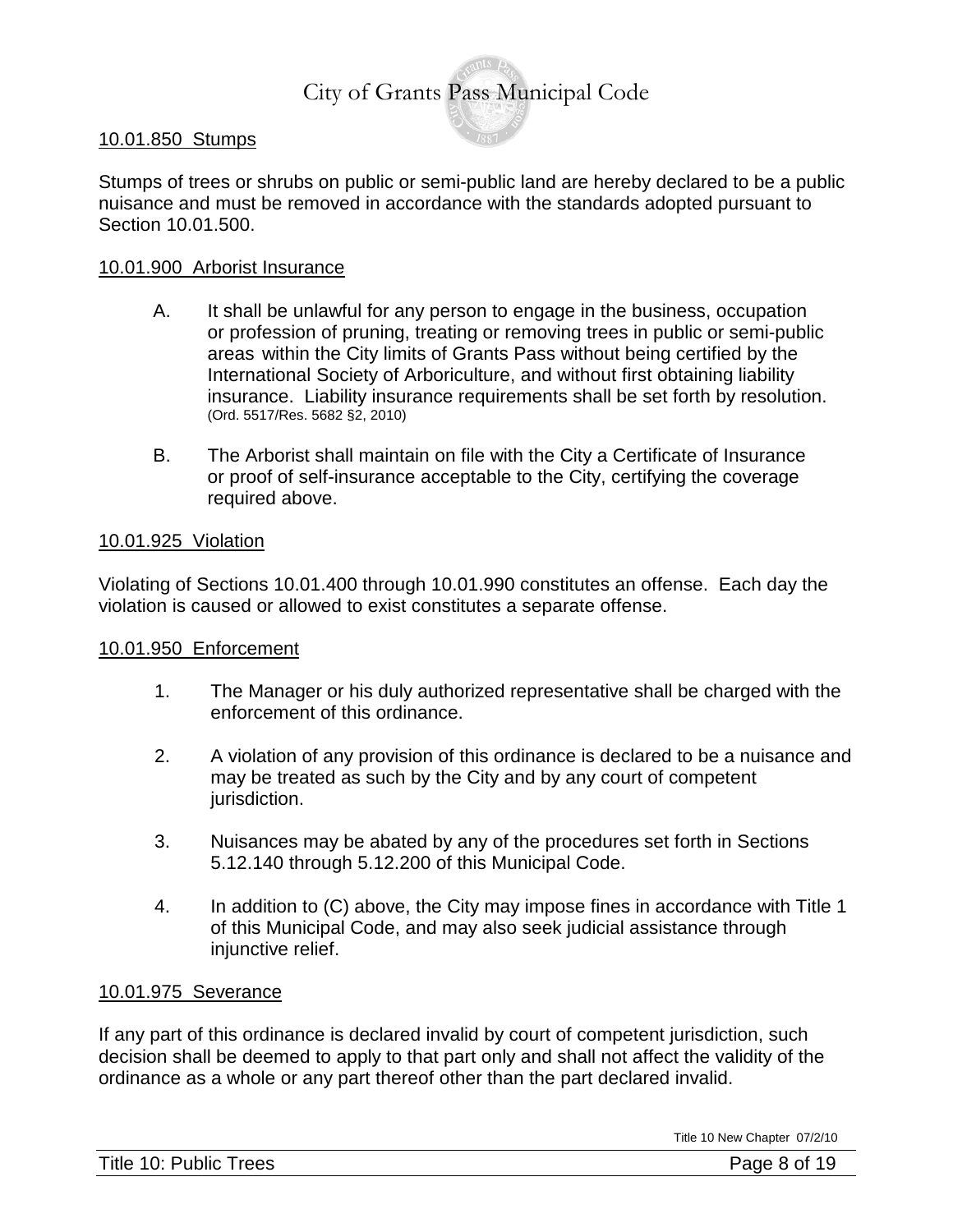### 10.01.850 Stumps

Stumps of trees or shrubs on public or semi-public land are hereby declared to be a public nuisance and must be removed in accordance with the standards adopted pursuant to Section 10.01.500.

### 10.01.900 Arborist Insurance

A. It shall be unlawful for any person to engage in the business, occupation or profession of pruning, treating or removing trees in public or semi-public areas within the City limits of Grants Pass without being certified by the International Society of Arboriculture, and without first obtaining liability insurance. Liability insurance requirements shall be set forth by resolution. (Ord. 5517/Res. 5682 §2, 2010)

B. The Arborist shall maintain on file with the City a Certificate of Insurance or proof of self-insurance acceptable to the City, certifying the coverage required above.

### 10.01.925 Violation

Violating of Sections 10.01.400 through 10.01.990 constitutes an offense. Each day the violation is caused or allowed to exist constitutes a separate offense.

### 10.01.950 Enforcement

1. The Manager or his duly authorized representative shall be charged with the enforcement of this ordinance.

2. A violation of any provision of this ordinance is declared to be a nuisance and may be treated as such by the City and by any court of competent jurisdiction.

3. Nuisances may be abated by any of the procedures set forth in Sections 5.12.140 through 5.12.200 of this Municipal Code.

4. In addition to (C) above, the City may impose fines in accordance with Title 1 of this Municipal Code, and may also seek judicial assistance through injunctive relief.

### 10.01.975 Severance

If any part of this ordinance is declared invalid by court of competent jurisdiction, such decision shall be deemed to apply to that part only and shall not affect the validity of the ordinance as a whole or any part thereof other than the part declared invalid.

Title 10 New Chapter 07/2/10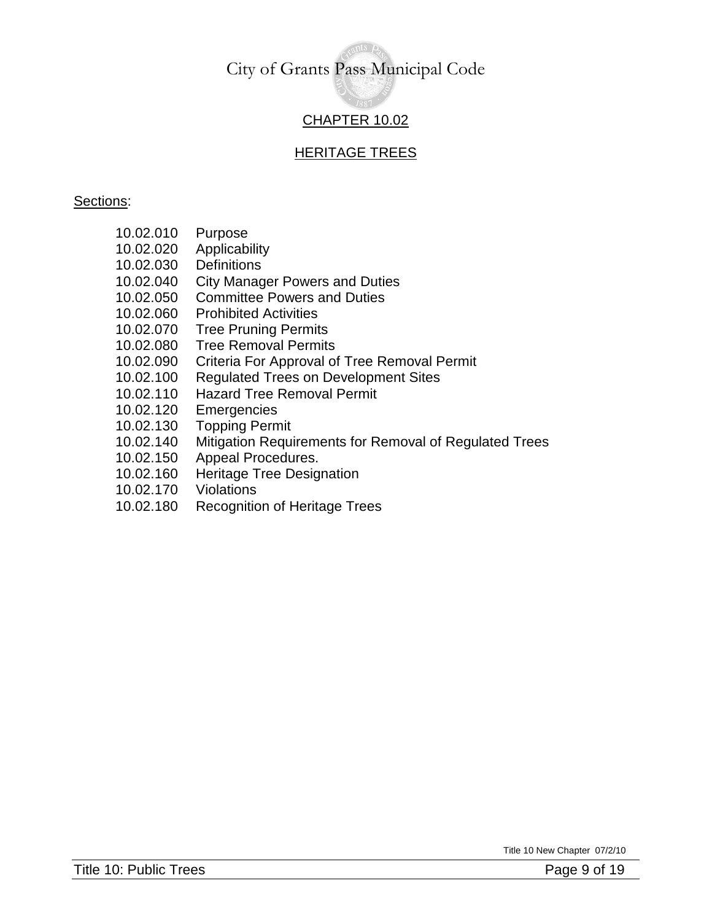# CHAPTER 10.02

## HERITAGE TREES

Sections:

10.02.010 Purpose
10.02.020 Applicability
10.02.030 Definitions
10.02.040 City Manager Powers and Duties
10.02.050 Committee Powers and Duties
10.02.060 Prohibited Activities
10.02.070 Tree Pruning Permits
10.02.080 Tree Removal Permits
10.02.090 Criteria For Approval of Tree Removal Permit
10.02.100 Regulated Trees on Development Sites
10.02.110 Hazard Tree Removal Permit
10.02.120 Emergencies
10.02.130 Topping Permit
10.02.140 Mitigation Requirements for Removal of Regulated Trees
10.02.150 Appeal Procedures.
10.02.160 Heritage Tree Designation
10.02.170 Violations
10.02.180 Recognition of Heritage Trees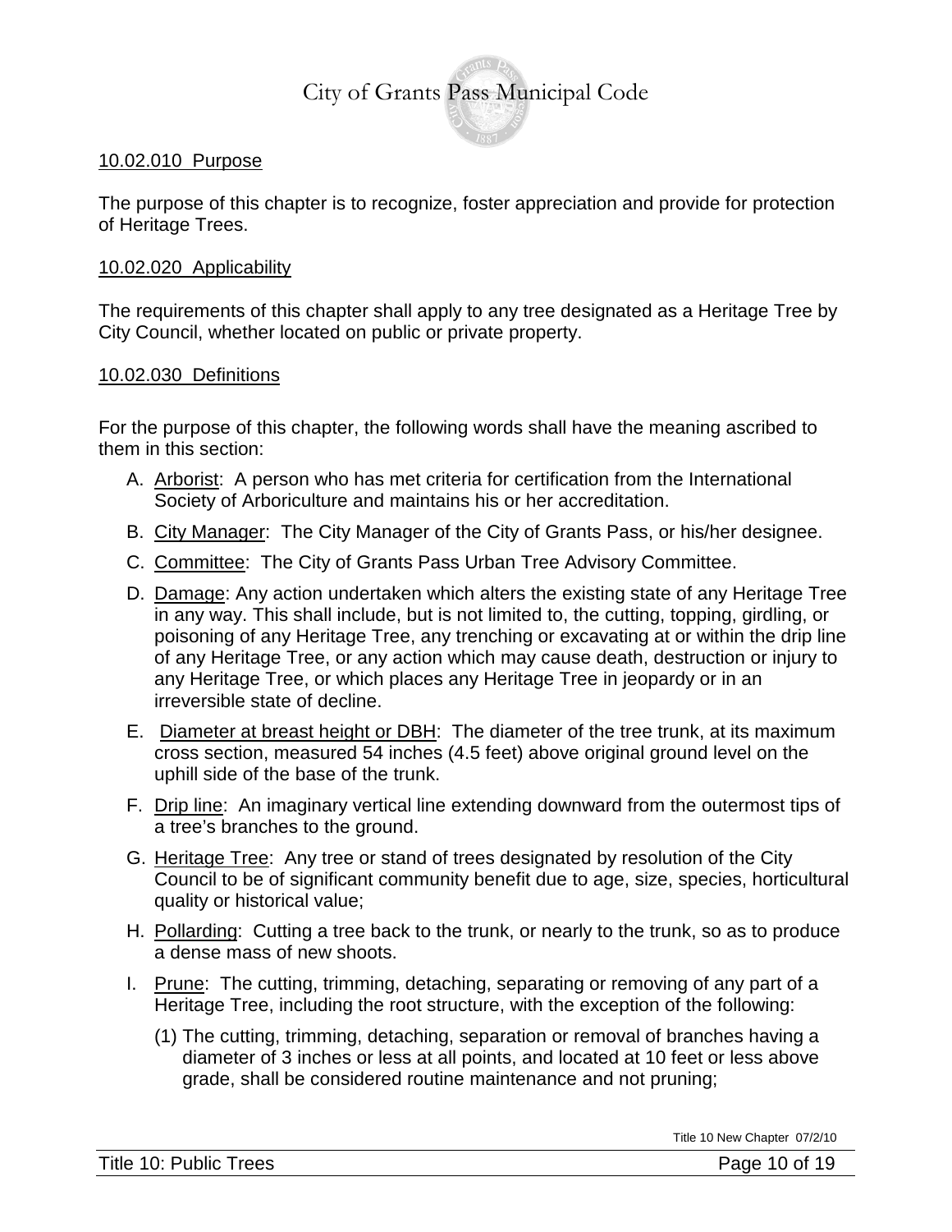10.02.010 Purpose

The purpose of this chapter is to recognize, foster appreciation and provide for protection of Heritage Trees.

10.02.020 Applicability

The requirements of this chapter shall apply to any tree designated as a Heritage Tree by City Council, whether located on public or private property.

10.02.030 Definitions

For the purpose of this chapter, the following words shall have the meaning ascribed to them in this section:

A. Arborist: A person who has met criteria for certification from the International Society of Arboriculture and maintains his or her accreditation.

B. City Manager: The City Manager of the City of Grants Pass, or his/her designee.

C. Committee: The City of Grants Pass Urban Tree Advisory Committee.

D. Damage: Any action undertaken which alters the existing state of any Heritage Tree in any way. This shall include, but is not limited to, the cutting, topping, girdling, or poisoning of any Heritage Tree, any trenching or excavating at or within the drip line of any Heritage Tree, or any action which may cause death, destruction or injury to any Heritage Tree, or which places any Heritage Tree in jeopardy or in an irreversible state of decline.

E. Diameter at breast height or DBH: The diameter of the tree trunk, at its maximum cross section, measured 54 inches (4.5 feet) above original ground level on the uphill side of the base of the trunk.

F. Drip line: An imaginary vertical line extending downward from the outermost tips of a tree's branches to the ground.

G. Heritage Tree: Any tree or stand of trees designated by resolution of the City Council to be of significant community benefit due to age, size, species, horticultural quality or historical value;

H. Pollarding: Cutting a tree back to the trunk, or nearly to the trunk, so as to produce a dense mass of new shoots.

I. Prune: The cutting, trimming, detaching, separating or removing of any part of a Heritage Tree, including the root structure, with the exception of the following:

   (1) The cutting, trimming, detaching, separation or removal of branches having a diameter of 3 inches or less at all points, and located at 10 feet or less above grade, shall be considered routine maintenance and not pruning;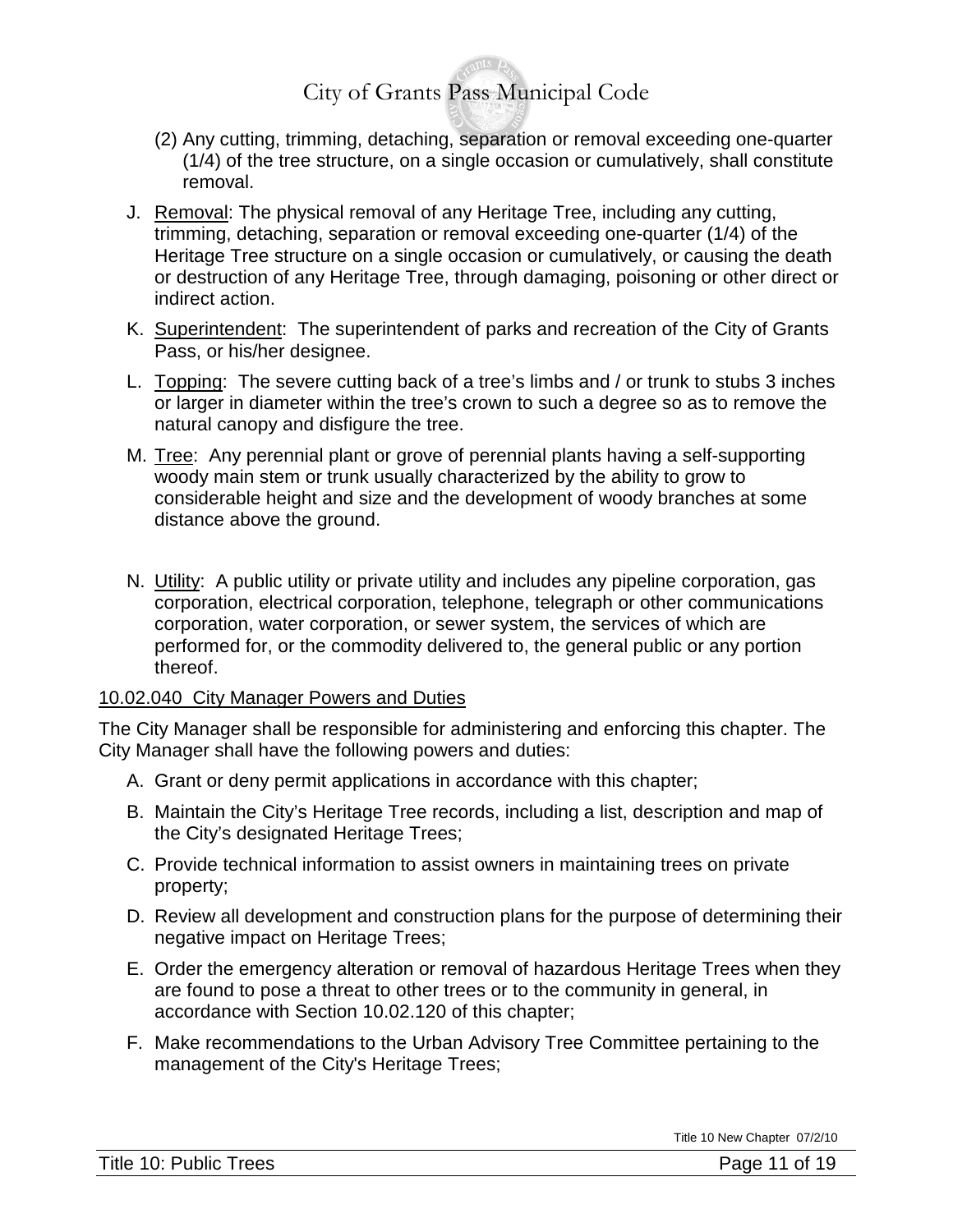(2) Any cutting, trimming, detaching, separation or removal exceeding one-quarter (1/4) of the tree structure, on a single occasion or cumulatively, shall constitute removal.

J. Removal: The physical removal of any Heritage Tree, including any cutting, trimming, detaching, separation or removal exceeding one-quarter (1/4) of the Heritage Tree structure on a single occasion or cumulatively, or causing the death or destruction of any Heritage Tree, through damaging, poisoning or other direct or indirect action.

K. Superintendent: The superintendent of parks and recreation of the City of Grants Pass, or his/her designee.

L. Topping: The severe cutting back of a tree's limbs and / or trunk to stubs 3 inches or larger in diameter within the tree's crown to such a degree so as to remove the natural canopy and disfigure the tree.

M. Tree: Any perennial plant or grove of perennial plants having a self-supporting woody main stem or trunk usually characterized by the ability to grow to considerable height and size and the development of woody branches at some distance above the ground.

N. Utility: A public utility or private utility and includes any pipeline corporation, gas corporation, electrical corporation, telephone, telegraph or other communications corporation, water corporation, or sewer system, the services of which are performed for, or the commodity delivered to, the general public or any portion thereof.

## 10.02.040 City Manager Powers and Duties

The City Manager shall be responsible for administering and enforcing this chapter. The City Manager shall have the following powers and duties:

A. Grant or deny permit applications in accordance with this chapter;

B. Maintain the City's Heritage Tree records, including a list, description and map of the City's designated Heritage Trees;

C. Provide technical information to assist owners in maintaining trees on private property;

D. Review all development and construction plans for the purpose of determining their negative impact on Heritage Trees;

E. Order the emergency alteration or removal of hazardous Heritage Trees when they are found to pose a threat to other trees or to the community in general, in accordance with Section 10.02.120 of this chapter;

F. Make recommendations to the Urban Advisory Tree Committee pertaining to the management of the City's Heritage Trees;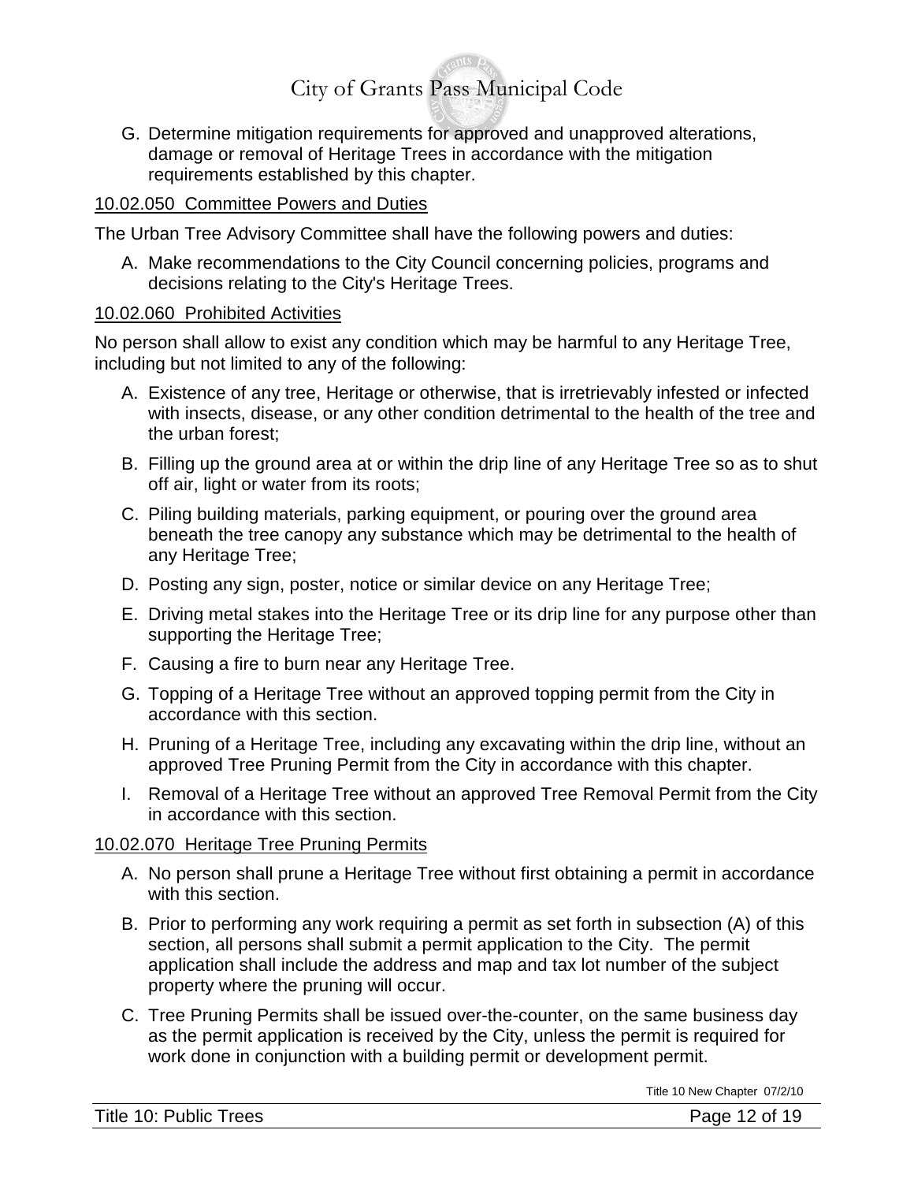G. Determine mitigation requirements for approved and unapproved alterations, damage or removal of Heritage Trees in accordance with the mitigation requirements established by this chapter.

## 10.02.050 Committee Powers and Duties

The Urban Tree Advisory Committee shall have the following powers and duties:

A. Make recommendations to the City Council concerning policies, programs and decisions relating to the City's Heritage Trees.

## 10.02.060 Prohibited Activities

No person shall allow to exist any condition which may be harmful to any Heritage Tree, including but not limited to any of the following:

A. Existence of any tree, Heritage or otherwise, that is irretrievably infested or infected with insects, disease, or any other condition detrimental to the health of the tree and the urban forest;

B. Filling up the ground area at or within the drip line of any Heritage Tree so as to shut off air, light or water from its roots;

C. Piling building materials, parking equipment, or pouring over the ground area beneath the tree canopy any substance which may be detrimental to the health of any Heritage Tree;

D. Posting any sign, poster, notice or similar device on any Heritage Tree;

E. Driving metal stakes into the Heritage Tree or its drip line for any purpose other than supporting the Heritage Tree;

F. Causing a fire to burn near any Heritage Tree.

G. Topping of a Heritage Tree without an approved topping permit from the City in accordance with this section.

H. Pruning of a Heritage Tree, including any excavating within the drip line, without an approved Tree Pruning Permit from the City in accordance with this chapter.

I. Removal of a Heritage Tree without an approved Tree Removal Permit from the City in accordance with this section.

## 10.02.070 Heritage Tree Pruning Permits

A. No person shall prune a Heritage Tree without first obtaining a permit in accordance with this section.

B. Prior to performing any work requiring a permit as set forth in subsection (A) of this section, all persons shall submit a permit application to the City. The permit application shall include the address and map and tax lot number of the subject property where the pruning will occur.

C. Tree Pruning Permits shall be issued over-the-counter, on the same business day as the permit application is received by the City, unless the permit is required for work done in conjunction with a building permit or development permit.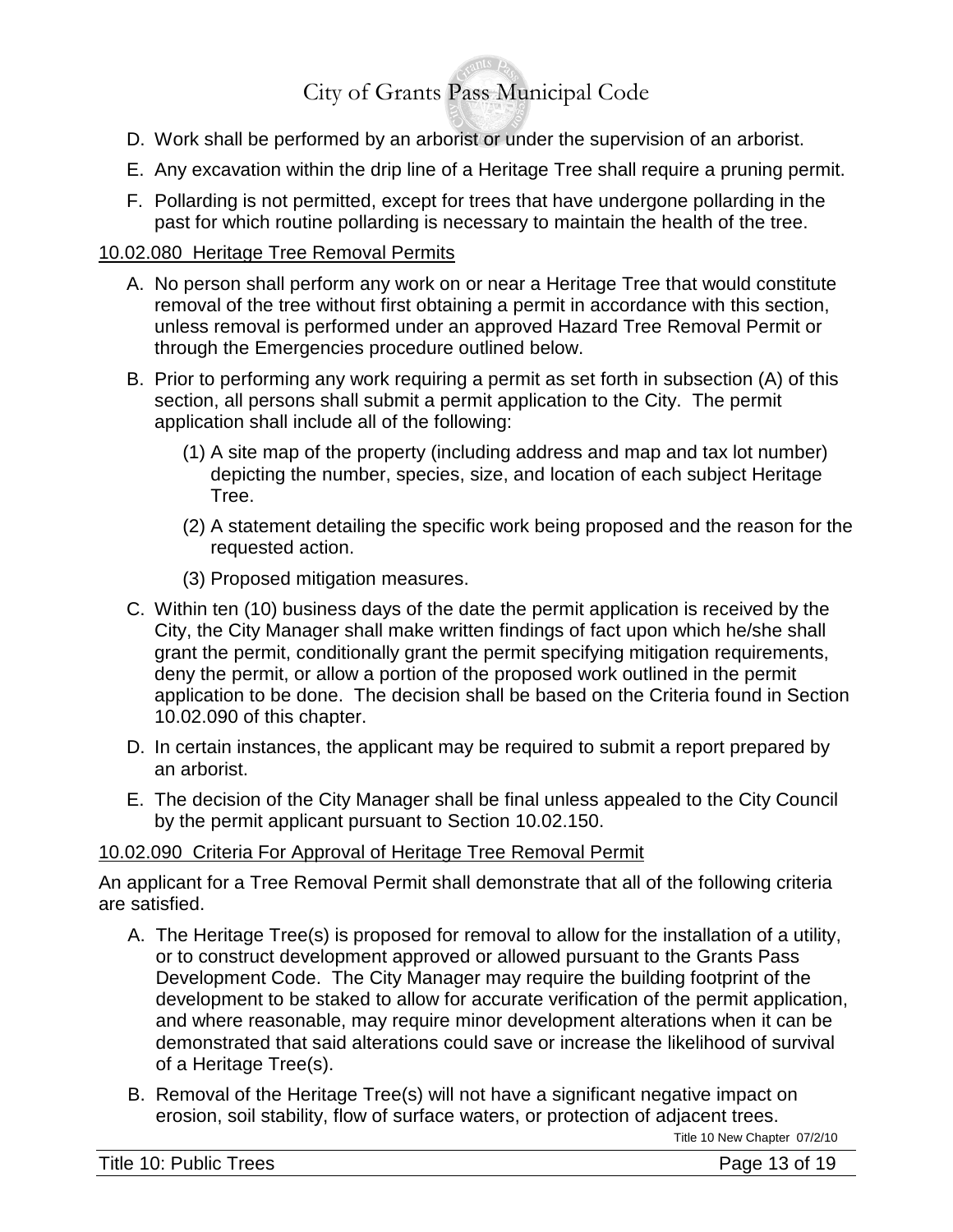D. Work shall be performed by an arborist or under the supervision of an arborist.

E. Any excavation within the drip line of a Heritage Tree shall require a pruning permit.

F. Pollarding is not permitted, except for trees that have undergone pollarding in the past for which routine pollarding is necessary to maintain the health of the tree.

<u>10.02.080 Heritage Tree Removal Permits</u>

A. No person shall perform any work on or near a Heritage Tree that would constitute removal of the tree without first obtaining a permit in accordance with this section, unless removal is performed under an approved Hazard Tree Removal Permit or through the Emergencies procedure outlined below.

B. Prior to performing any work requiring a permit as set forth in subsection (A) of this section, all persons shall submit a permit application to the City. The permit application shall include all of the following:

   (1) A site map of the property (including address and map and tax lot number) depicting the number, species, size, and location of each subject Heritage Tree.

   (2) A statement detailing the specific work being proposed and the reason for the requested action.

   (3) Proposed mitigation measures.

C. Within ten (10) business days of the date the permit application is received by the City, the City Manager shall make written findings of fact upon which he/she shall grant the permit, conditionally grant the permit specifying mitigation requirements, deny the permit, or allow a portion of the proposed work outlined in the permit application to be done. The decision shall be based on the Criteria found in Section 10.02.090 of this chapter.

D. In certain instances, the applicant may be required to submit a report prepared by an arborist.

E. The decision of the City Manager shall be final unless appealed to the City Council by the permit applicant pursuant to Section 10.02.150.

<u>10.02.090 Criteria For Approval of Heritage Tree Removal Permit</u>

An applicant for a Tree Removal Permit shall demonstrate that all of the following criteria are satisfied.

A. The Heritage Tree(s) is proposed for removal to allow for the installation of a utility, or to construct development approved or allowed pursuant to the Grants Pass Development Code. The City Manager may require the building footprint of the development to be staked to allow for accurate verification of the permit application, and where reasonable, may require minor development alterations when it can be demonstrated that said alterations could save or increase the likelihood of survival of a Heritage Tree(s).

B. Removal of the Heritage Tree(s) will not have a significant negative impact on erosion, soil stability, flow of surface waters, or protection of adjacent trees.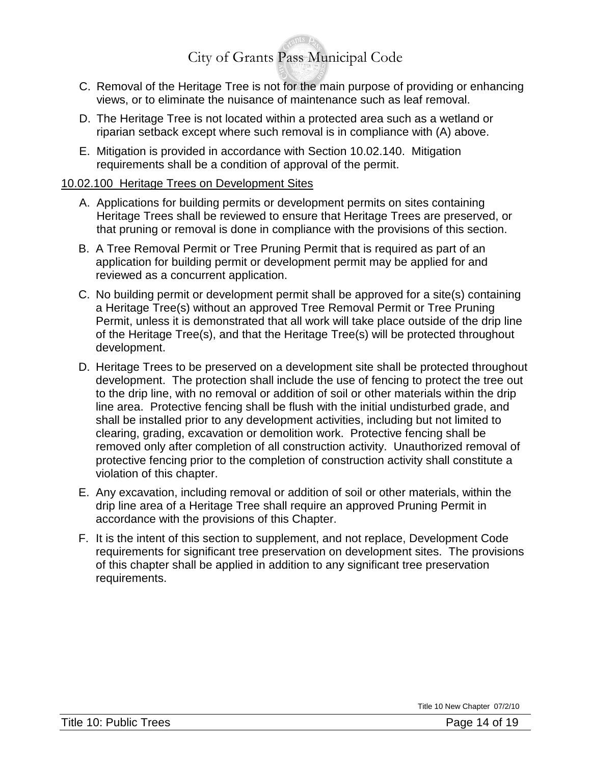C. Removal of the Heritage Tree is not for the main purpose of providing or enhancing views, or to eliminate the nuisance of maintenance such as leaf removal.

D. The Heritage Tree is not located within a protected area such as a wetland or riparian setback except where such removal is in compliance with (A) above.

E. Mitigation is provided in accordance with Section 10.02.140. Mitigation requirements shall be a condition of approval of the permit.

## 10.02.100 Heritage Trees on Development Sites

A. Applications for building permits or development permits on sites containing Heritage Trees shall be reviewed to ensure that Heritage Trees are preserved, or that pruning or removal is done in compliance with the provisions of this section.

B. A Tree Removal Permit or Tree Pruning Permit that is required as part of an application for building permit or development permit may be applied for and reviewed as a concurrent application.

C. No building permit or development permit shall be approved for a site(s) containing a Heritage Tree(s) without an approved Tree Removal Permit or Tree Pruning Permit, unless it is demonstrated that all work will take place outside of the drip line of the Heritage Tree(s), and that the Heritage Tree(s) will be protected throughout development.

D. Heritage Trees to be preserved on a development site shall be protected throughout development. The protection shall include the use of fencing to protect the tree out to the drip line, with no removal or addition of soil or other materials within the drip line area. Protective fencing shall be flush with the initial undisturbed grade, and shall be installed prior to any development activities, including but not limited to clearing, grading, excavation or demolition work. Protective fencing shall be removed only after completion of all construction activity. Unauthorized removal of protective fencing prior to the completion of construction activity shall constitute a violation of this chapter.

E. Any excavation, including removal or addition of soil or other materials, within the drip line area of a Heritage Tree shall require an approved Pruning Permit in accordance with the provisions of this Chapter.

F. It is the intent of this section to supplement, and not replace, Development Code requirements for significant tree preservation on development sites. The provisions of this chapter shall be applied in addition to any significant tree preservation requirements.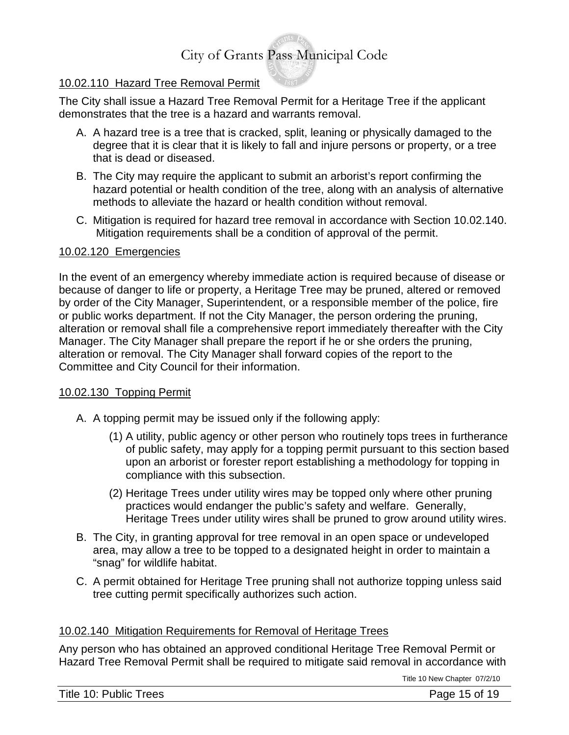### 10.02.110 Hazard Tree Removal Permit

The City shall issue a Hazard Tree Removal Permit for a Heritage Tree if the applicant demonstrates that the tree is a hazard and warrants removal.

A. A hazard tree is a tree that is cracked, split, leaning or physically damaged to the degree that it is clear that it is likely to fall and injure persons or property, or a tree that is dead or diseased.

B. The City may require the applicant to submit an arborist's report confirming the hazard potential or health condition of the tree, along with an analysis of alternative methods to alleviate the hazard or health condition without removal.

C. Mitigation is required for hazard tree removal in accordance with Section 10.02.140. Mitigation requirements shall be a condition of approval of the permit.

### 10.02.120 Emergencies

In the event of an emergency whereby immediate action is required because of disease or because of danger to life or property, a Heritage Tree may be pruned, altered or removed by order of the City Manager, Superintendent, or a responsible member of the police, fire or public works department. If not the City Manager, the person ordering the pruning, alteration or removal shall file a comprehensive report immediately thereafter with the City Manager. The City Manager shall prepare the report if he or she orders the pruning, alteration or removal. The City Manager shall forward copies of the report to the Committee and City Council for their information.

### 10.02.130 Topping Permit

A. A topping permit may be issued only if the following apply:

   (1) A utility, public agency or other person who routinely tops trees in furtherance of public safety, may apply for a topping permit pursuant to this section based upon an arborist or forester report establishing a methodology for topping in compliance with this subsection.

   (2) Heritage Trees under utility wires may be topped only where other pruning practices would endanger the public's safety and welfare. Generally, Heritage Trees under utility wires shall be pruned to grow around utility wires.

B. The City, in granting approval for tree removal in an open space or undeveloped area, may allow a tree to be topped to a designated height in order to maintain a "snag" for wildlife habitat.

C. A permit obtained for Heritage Tree pruning shall not authorize topping unless said tree cutting permit specifically authorizes such action.

### 10.02.140 Mitigation Requirements for Removal of Heritage Trees

Any person who has obtained an approved conditional Heritage Tree Removal Permit or Hazard Tree Removal Permit shall be required to mitigate said removal in accordance with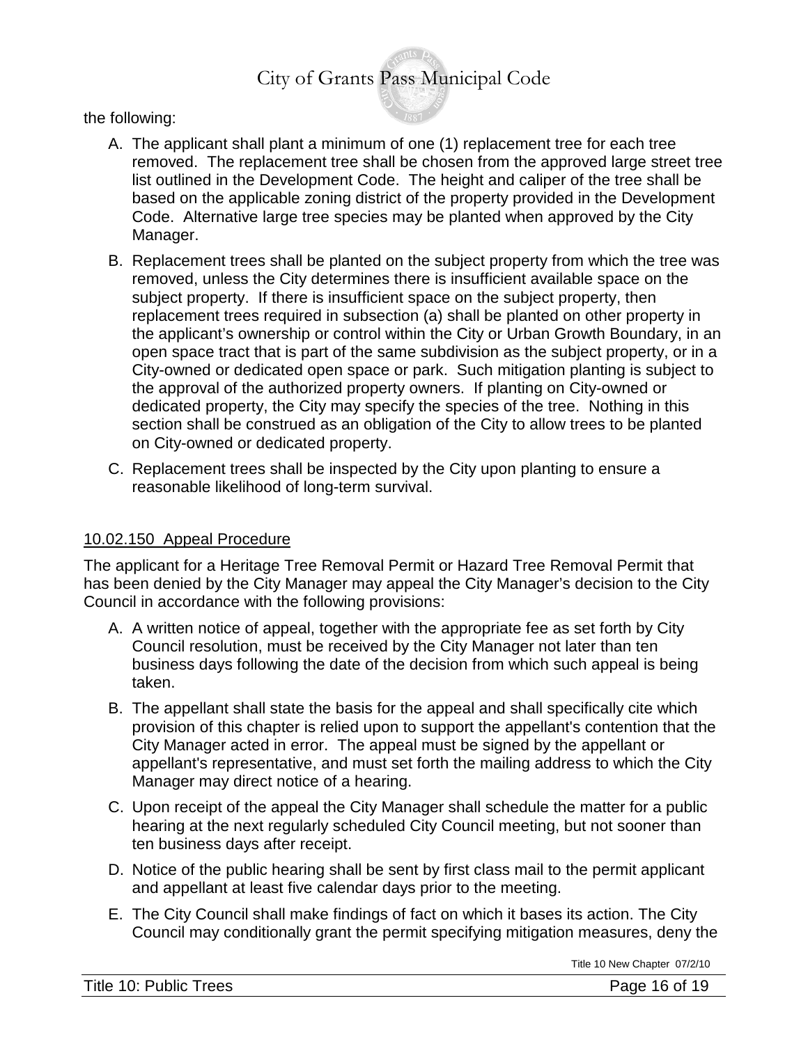the following:

A. The applicant shall plant a minimum of one (1) replacement tree for each tree removed. The replacement tree shall be chosen from the approved large street tree list outlined in the Development Code. The height and caliper of the tree shall be based on the applicable zoning district of the property provided in the Development Code. Alternative large tree species may be planted when approved by the City Manager.

B. Replacement trees shall be planted on the subject property from which the tree was removed, unless the City determines there is insufficient available space on the subject property. If there is insufficient space on the subject property, then replacement trees required in subsection (a) shall be planted on other property in the applicant's ownership or control within the City or Urban Growth Boundary, in an open space tract that is part of the same subdivision as the subject property, or in a City-owned or dedicated open space or park. Such mitigation planting is subject to the approval of the authorized property owners. If planting on City-owned or dedicated property, the City may specify the species of the tree. Nothing in this section shall be construed as an obligation of the City to allow trees to be planted on City-owned or dedicated property.

C. Replacement trees shall be inspected by the City upon planting to ensure a reasonable likelihood of long-term survival.

## 10.02.150 Appeal Procedure

The applicant for a Heritage Tree Removal Permit or Hazard Tree Removal Permit that has been denied by the City Manager may appeal the City Manager's decision to the City Council in accordance with the following provisions:

A. A written notice of appeal, together with the appropriate fee as set forth by City Council resolution, must be received by the City Manager not later than ten business days following the date of the decision from which such appeal is being taken.

B. The appellant shall state the basis for the appeal and shall specifically cite which provision of this chapter is relied upon to support the appellant's contention that the City Manager acted in error. The appeal must be signed by the appellant or appellant's representative, and must set forth the mailing address to which the City Manager may direct notice of a hearing.

C. Upon receipt of the appeal the City Manager shall schedule the matter for a public hearing at the next regularly scheduled City Council meeting, but not sooner than ten business days after receipt.

D. Notice of the public hearing shall be sent by first class mail to the permit applicant and appellant at least five calendar days prior to the meeting.

E. The City Council shall make findings of fact on which it bases its action. The City Council may conditionally grant the permit specifying mitigation measures, deny the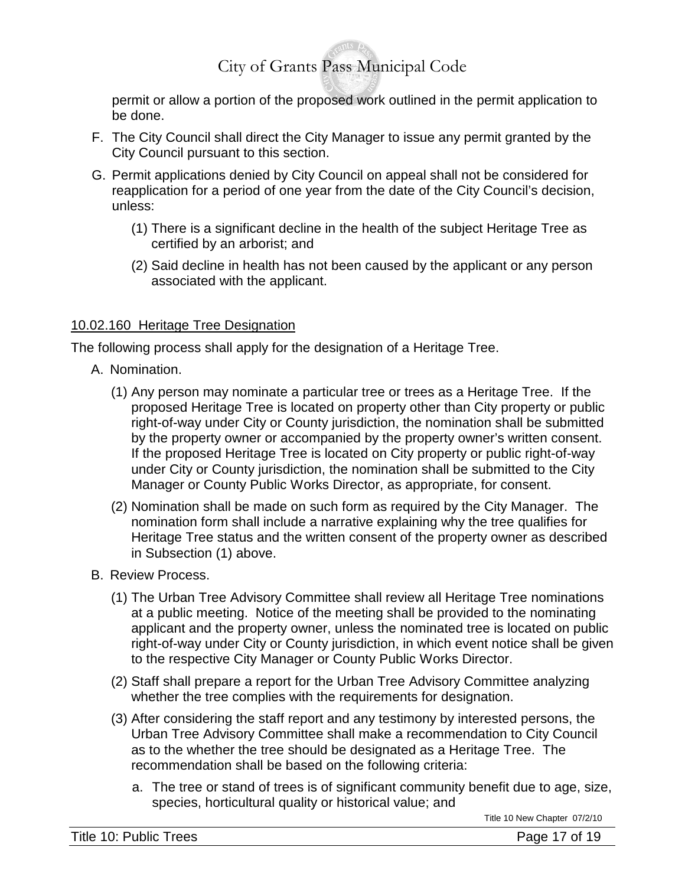permit or allow a portion of the proposed work outlined in the permit application to be done.

F. The City Council shall direct the City Manager to issue any permit granted by the City Council pursuant to this section.

G. Permit applications denied by City Council on appeal shall not be considered for reapplication for a period of one year from the date of the City Council's decision, unless:

(1) There is a significant decline in the health of the subject Heritage Tree as certified by an arborist; and

(2) Said decline in health has not been caused by the applicant or any person associated with the applicant.

<u>10.02.160 Heritage Tree Designation</u>

The following process shall apply for the designation of a Heritage Tree.

A. Nomination.

(1) Any person may nominate a particular tree or trees as a Heritage Tree. If the proposed Heritage Tree is located on property other than City property or public right-of-way under City or County jurisdiction, the nomination shall be submitted by the property owner or accompanied by the property owner's written consent. If the proposed Heritage Tree is located on City property or public right-of-way under City or County jurisdiction, the nomination shall be submitted to the City Manager or County Public Works Director, as appropriate, for consent.

(2) Nomination shall be made on such form as required by the City Manager. The nomination form shall include a narrative explaining why the tree qualifies for Heritage Tree status and the written consent of the property owner as described in Subsection (1) above.

B. Review Process.

(1) The Urban Tree Advisory Committee shall review all Heritage Tree nominations at a public meeting. Notice of the meeting shall be provided to the nominating applicant and the property owner, unless the nominated tree is located on public right-of-way under City or County jurisdiction, in which event notice shall be given to the respective City Manager or County Public Works Director.

(2) Staff shall prepare a report for the Urban Tree Advisory Committee analyzing whether the tree complies with the requirements for designation.

(3) After considering the staff report and any testimony by interested persons, the Urban Tree Advisory Committee shall make a recommendation to City Council as to the whether the tree should be designated as a Heritage Tree. The recommendation shall be based on the following criteria:

a. The tree or stand of trees is of significant community benefit due to age, size, species, horticultural quality or historical value; and

Title 10 New Chapter 07/2/10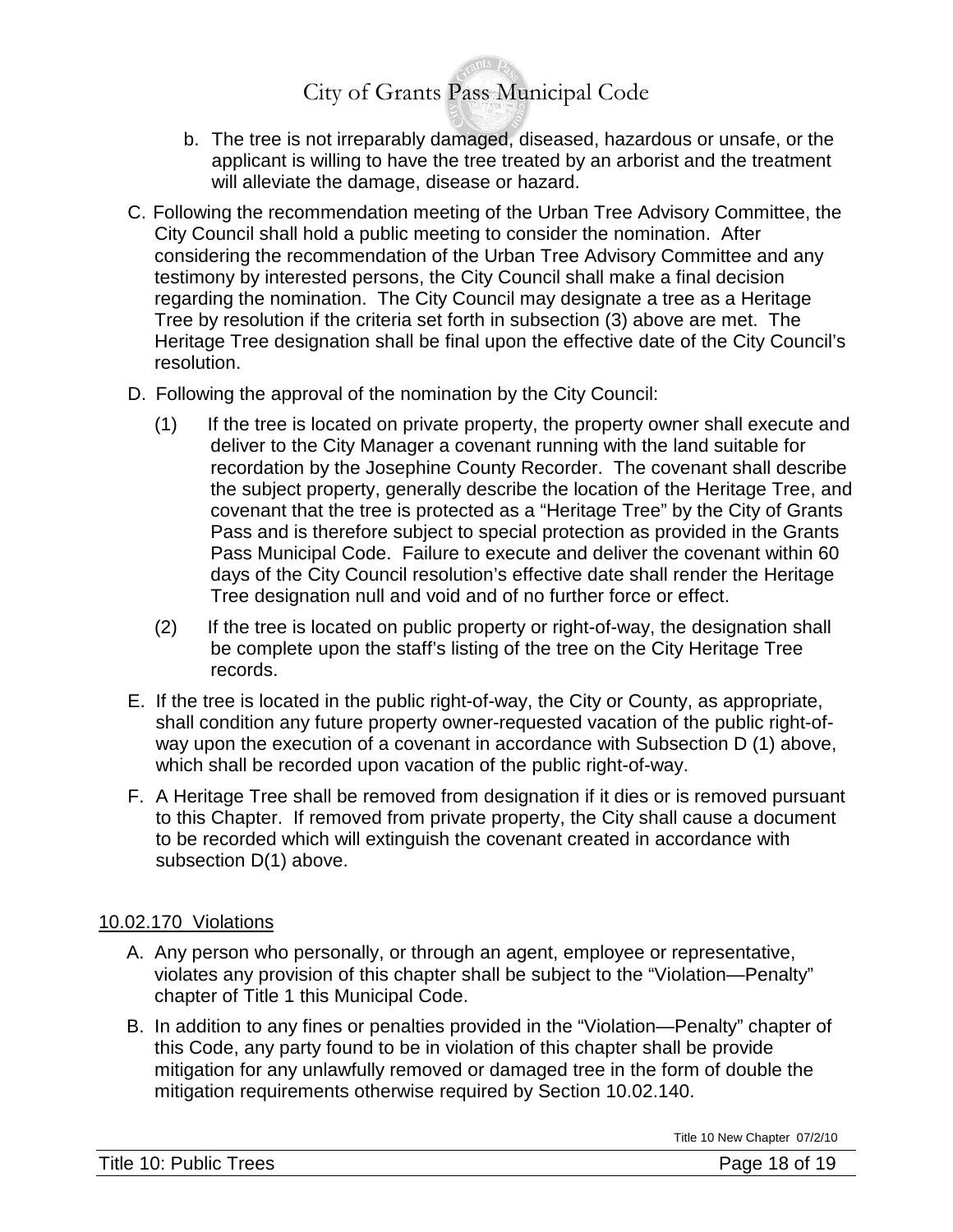b. The tree is not irreparably damaged, diseased, hazardous or unsafe, or the applicant is willing to have the tree treated by an arborist and the treatment will alleviate the damage, disease or hazard.

C. Following the recommendation meeting of the Urban Tree Advisory Committee, the City Council shall hold a public meeting to consider the nomination. After considering the recommendation of the Urban Tree Advisory Committee and any testimony by interested persons, the City Council shall make a final decision regarding the nomination. The City Council may designate a tree as a Heritage Tree by resolution if the criteria set forth in subsection (3) above are met. The Heritage Tree designation shall be final upon the effective date of the City Council's resolution.

D. Following the approval of the nomination by the City Council:

(1) If the tree is located on private property, the property owner shall execute and deliver to the City Manager a covenant running with the land suitable for recordation by the Josephine County Recorder. The covenant shall describe the subject property, generally describe the location of the Heritage Tree, and covenant that the tree is protected as a "Heritage Tree" by the City of Grants Pass and is therefore subject to special protection as provided in the Grants Pass Municipal Code. Failure to execute and deliver the covenant within 60 days of the City Council resolution's effective date shall render the Heritage Tree designation null and void and of no further force or effect.

(2) If the tree is located on public property or right-of-way, the designation shall be complete upon the staff's listing of the tree on the City Heritage Tree records.

E. If the tree is located in the public right-of-way, the City or County, as appropriate, shall condition any future property owner-requested vacation of the public right-of-way upon the execution of a covenant in accordance with Subsection D (1) above, which shall be recorded upon vacation of the public right-of-way.

F. A Heritage Tree shall be removed from designation if it dies or is removed pursuant to this Chapter. If removed from private property, the City shall cause a document to be recorded which will extinguish the covenant created in accordance with subsection D(1) above.

## 10.02.170 Violations

A. Any person who personally, or through an agent, employee or representative, violates any provision of this chapter shall be subject to the "Violation—Penalty" chapter of Title 1 this Municipal Code.

B. In addition to any fines or penalties provided in the "Violation—Penalty" chapter of this Code, any party found to be in violation of this chapter shall be provide mitigation for any unlawfully removed or damaged tree in the form of double the mitigation requirements otherwise required by Section 10.02.140.

Title 10 New Chapter 07/2/10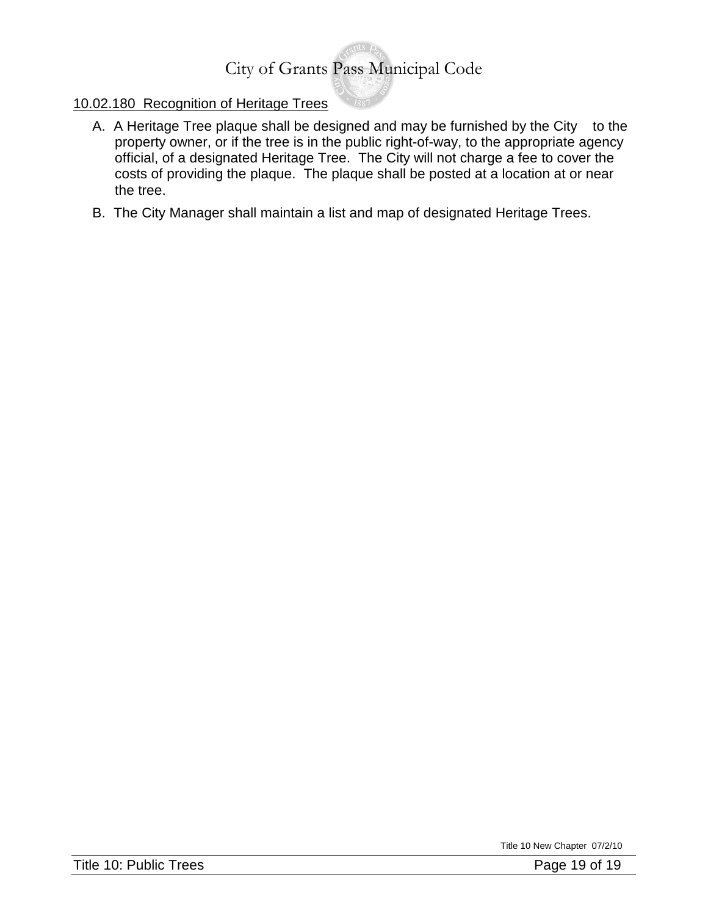10.02.180 Recognition of Heritage Trees

A. A Heritage Tree plaque shall be designed and may be furnished by the City to the property owner, or if the tree is in the public right-of-way, to the appropriate agency official, of a designated Heritage Tree. The City will not charge a fee to cover the costs of providing the plaque. The plaque shall be posted at a location at or near the tree.

B. The City Manager shall maintain a list and map of designated Heritage Trees.